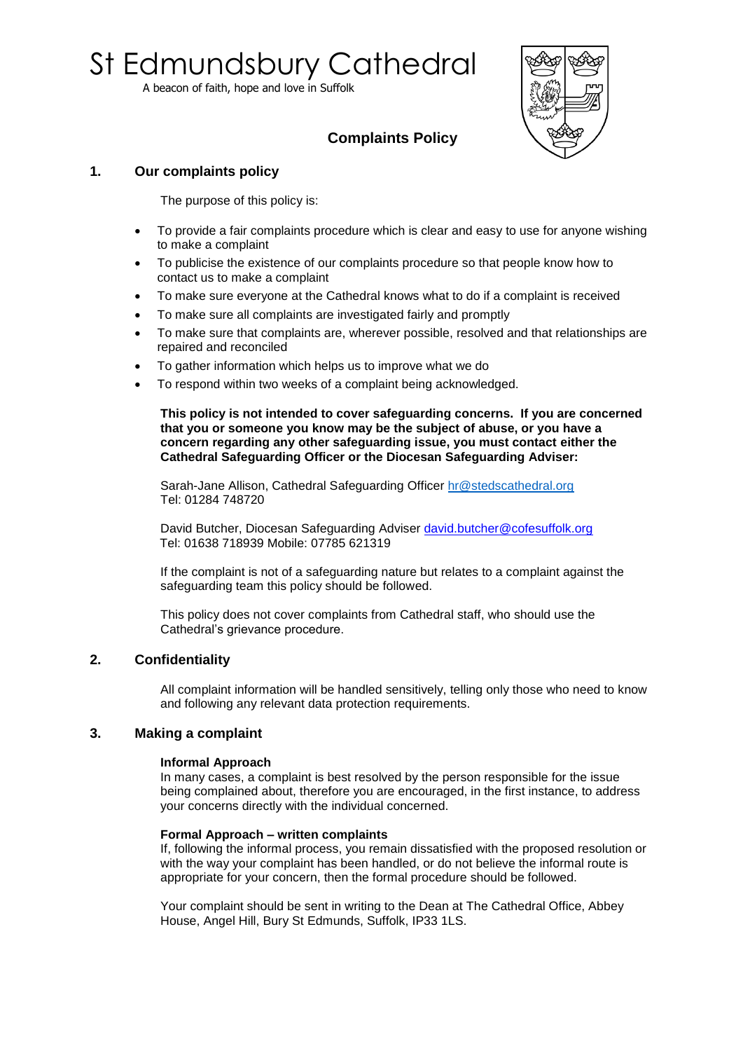# St Edmundsbury Cathedral

A beacon of faith, hope and love in Suffolk

## Complaints Policy

### 1. Our complaints policy

The purpose of this policy is:

- To provide a fair complaints procedure which is clear and easy to use for anyone wishing to make a complaint
- To publicise the existence of our complaints procedure so that people know how to contact us to make a complaint
- To make sure everyone at the Cathedral knows what to do if a complaint is received
- To make sure all complaints are investigated fairly and promptly
- To make sure that complaints are, wherever possible, resolved and that relationships are repaired and reconciled
- To gather information which helps us to improve what we do
- To respond within two weeks of a complaint being acknowledged.

**This policy is not intended to cover safeguarding concerns. If you are concerned that you or someone you know may be the subject of abuse, or you have a concern regarding any other safeguarding issue, you must contact either the Cathedral Safeguarding Officer or the Diocesan Safeguarding Adviser:**

Sarah-Jane Allison, Cathedral Safeguarding Officer hr@stedscathedral.org
Tel: 01284 748720

David Butcher, Diocesan Safeguarding Adviser david.butcher@cofesuffolk.org
Tel: 01638 718939 Mobile: 07785 621319

If the complaint is not of a safeguarding nature but relates to a complaint against the safeguarding team this policy should be followed.

This policy does not cover complaints from Cathedral staff, who should use the Cathedral's grievance procedure.

### 2. Confidentiality

All complaint information will be handled sensitively, telling only those who need to know and following any relevant data protection requirements.

### 3. Making a complaint

**Informal Approach**
In many cases, a complaint is best resolved by the person responsible for the issue being complained about, therefore you are encouraged, in the first instance, to address your concerns directly with the individual concerned.

**Formal Approach – written complaints**
If, following the informal process, you remain dissatisfied with the proposed resolution or with the way your complaint has been handled, or do not believe the informal route is appropriate for your concern, then the formal procedure should be followed.

Your complaint should be sent in writing to the Dean at The Cathedral Office, Abbey House, Angel Hill, Bury St Edmunds, Suffolk, IP33 1LS.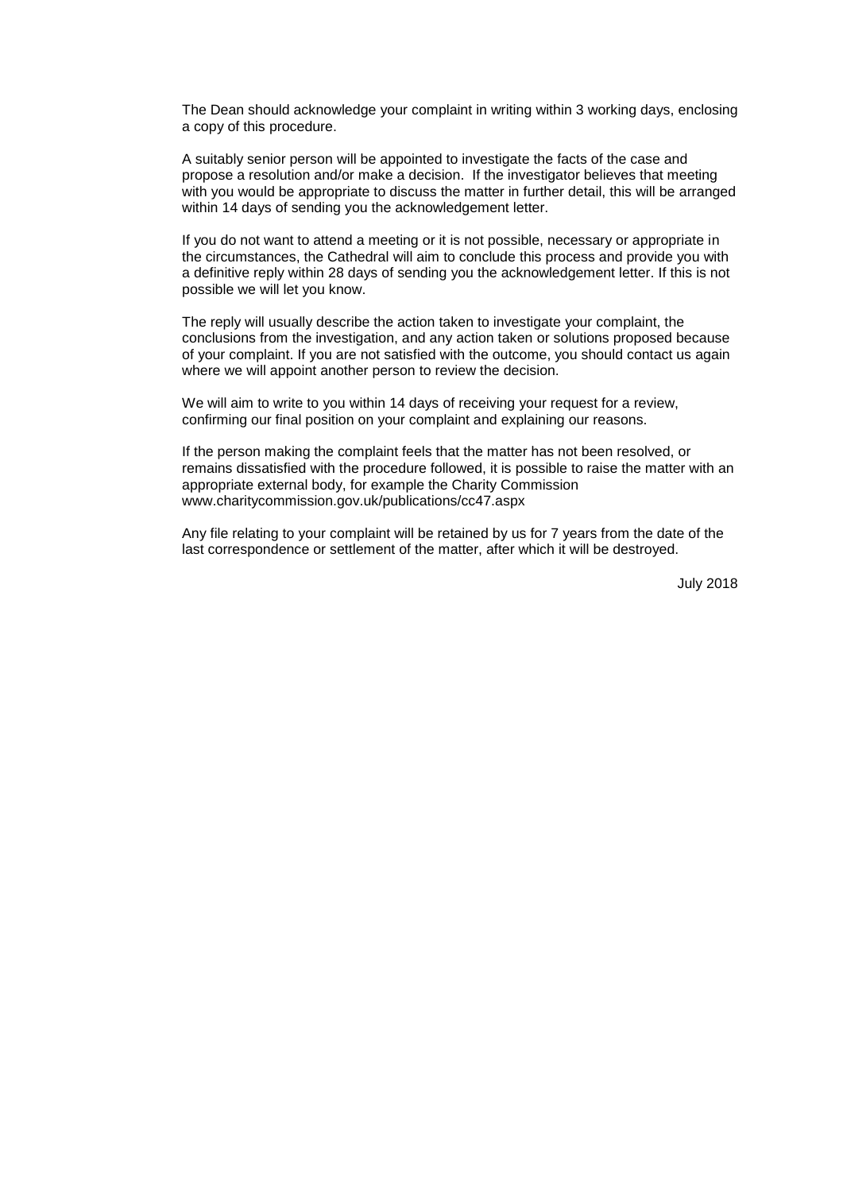The Dean should acknowledge your complaint in writing within 3 working days, enclosing a copy of this procedure.

A suitably senior person will be appointed to investigate the facts of the case and propose a resolution and/or make a decision. If the investigator believes that meeting with you would be appropriate to discuss the matter in further detail, this will be arranged within 14 days of sending you the acknowledgement letter.

If you do not want to attend a meeting or it is not possible, necessary or appropriate in the circumstances, the Cathedral will aim to conclude this process and provide you with a definitive reply within 28 days of sending you the acknowledgement letter. If this is not possible we will let you know.

The reply will usually describe the action taken to investigate your complaint, the conclusions from the investigation, and any action taken or solutions proposed because of your complaint. If you are not satisfied with the outcome, you should contact us again where we will appoint another person to review the decision.

We will aim to write to you within 14 days of receiving your request for a review, confirming our final position on your complaint and explaining our reasons.

If the person making the complaint feels that the matter has not been resolved, or remains dissatisfied with the procedure followed, it is possible to raise the matter with an appropriate external body, for example the Charity Commission www.charitycommission.gov.uk/publications/cc47.aspx

Any file relating to your complaint will be retained by us for 7 years from the date of the last correspondence or settlement of the matter, after which it will be destroyed.

July 2018